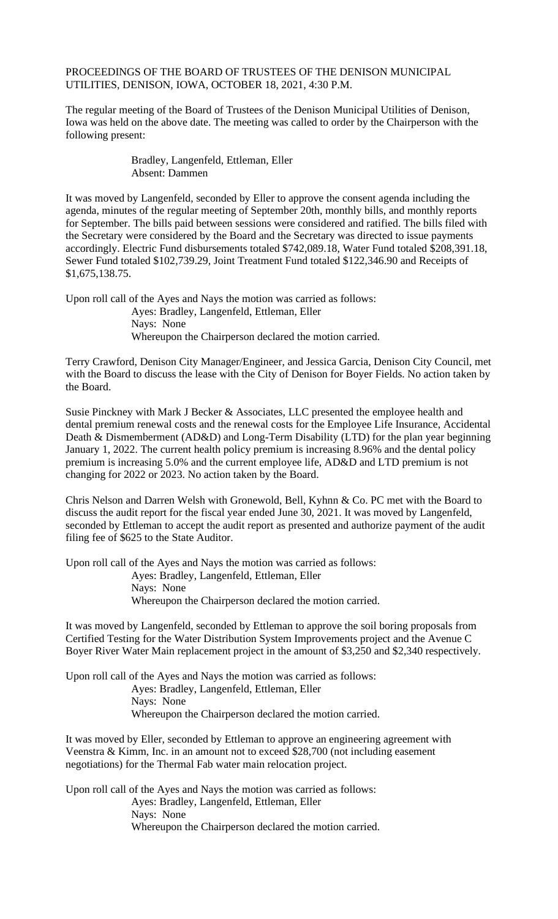PROCEEDINGS OF THE BOARD OF TRUSTEES OF THE DENISON MUNICIPAL UTILITIES, DENISON, IOWA, OCTOBER 18, 2021, 4:30 P.M.

The regular meeting of the Board of Trustees of the Denison Municipal Utilities of Denison, Iowa was held on the above date. The meeting was called to order by the Chairperson with the following present:

Bradley, Langenfeld, Ettleman, Eller
Absent: Dammen

It was moved by Langenfeld, seconded by Eller to approve the consent agenda including the agenda, minutes of the regular meeting of September 20th, monthly bills, and monthly reports for September. The bills paid between sessions were considered and ratified. The bills filed with the Secretary were considered by the Board and the Secretary was directed to issue payments accordingly. Electric Fund disbursements totaled $742,089.18, Water Fund totaled $208,391.18, Sewer Fund totaled $102,739.29, Joint Treatment Fund totaled $122,346.90 and Receipts of $1,675,138.75.

Upon roll call of the Ayes and Nays the motion was carried as follows:
Ayes: Bradley, Langenfeld, Ettleman, Eller
Nays: None
Whereupon the Chairperson declared the motion carried.

Terry Crawford, Denison City Manager/Engineer, and Jessica Garcia, Denison City Council, met with the Board to discuss the lease with the City of Denison for Boyer Fields. No action taken by the Board.

Susie Pinckney with Mark J Becker & Associates, LLC presented the employee health and dental premium renewal costs and the renewal costs for the Employee Life Insurance, Accidental Death & Dismemberment (AD&D) and Long-Term Disability (LTD) for the plan year beginning January 1, 2022. The current health policy premium is increasing 8.96% and the dental policy premium is increasing 5.0% and the current employee life, AD&D and LTD premium is not changing for 2022 or 2023. No action taken by the Board.

Chris Nelson and Darren Welsh with Gronewold, Bell, Kyhnn & Co. PC met with the Board to discuss the audit report for the fiscal year ended June 30, 2021. It was moved by Langenfeld, seconded by Ettleman to accept the audit report as presented and authorize payment of the audit filing fee of $625 to the State Auditor.

Upon roll call of the Ayes and Nays the motion was carried as follows:
Ayes: Bradley, Langenfeld, Ettleman, Eller
Nays: None
Whereupon the Chairperson declared the motion carried.

It was moved by Langenfeld, seconded by Ettleman to approve the soil boring proposals from Certified Testing for the Water Distribution System Improvements project and the Avenue C Boyer River Water Main replacement project in the amount of $3,250 and $2,340 respectively.

Upon roll call of the Ayes and Nays the motion was carried as follows:
Ayes: Bradley, Langenfeld, Ettleman, Eller
Nays: None
Whereupon the Chairperson declared the motion carried.

It was moved by Eller, seconded by Ettleman to approve an engineering agreement with Veenstra & Kimm, Inc. in an amount not to exceed $28,700 (not including easement negotiations) for the Thermal Fab water main relocation project.

Upon roll call of the Ayes and Nays the motion was carried as follows:
Ayes: Bradley, Langenfeld, Ettleman, Eller
Nays: None
Whereupon the Chairperson declared the motion carried.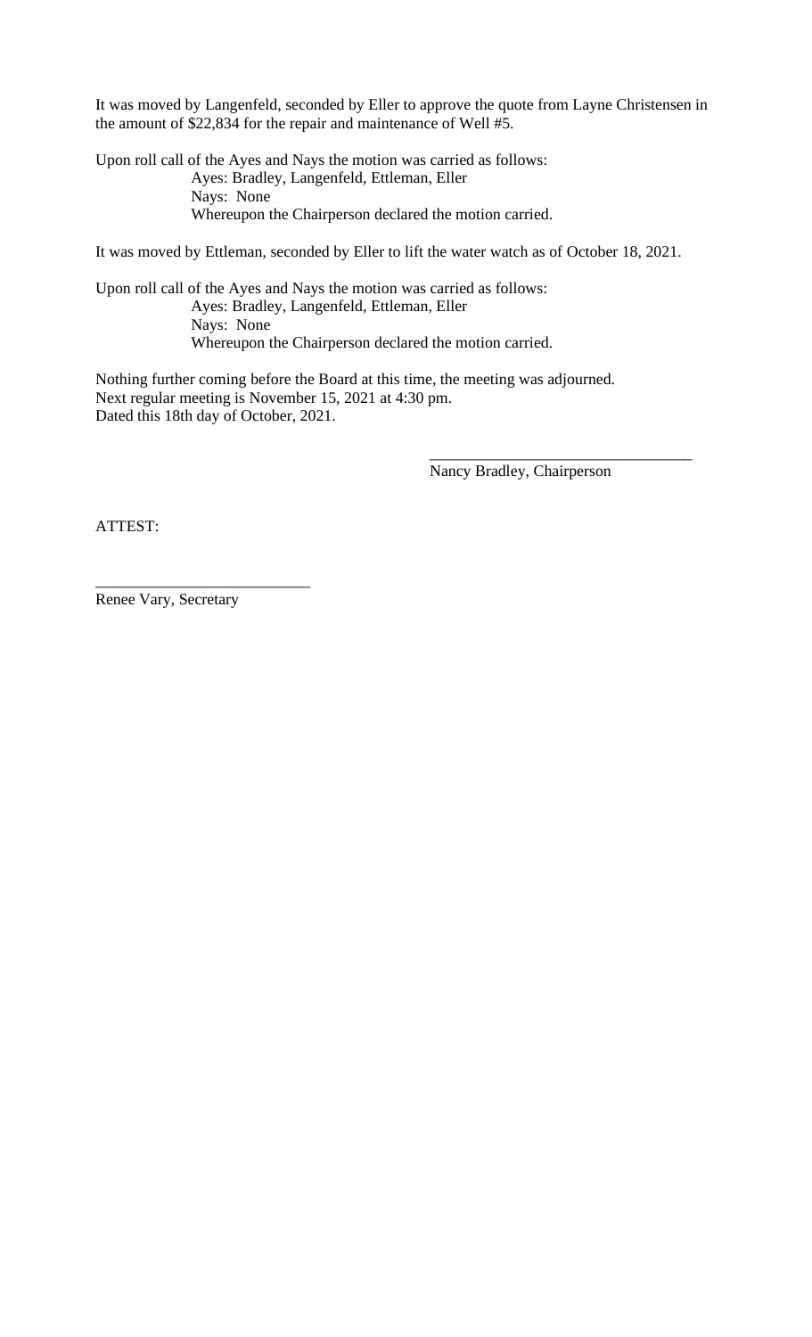It was moved by Langenfeld, seconded by Eller to approve the quote from Layne Christensen in the amount of $22,834 for the repair and maintenance of Well #5.

Upon roll call of the Ayes and Nays the motion was carried as follows:

Ayes: Bradley, Langenfeld, Ettleman, Eller
Nays: None
Whereupon the Chairperson declared the motion carried.

It was moved by Ettleman, seconded by Eller to lift the water watch as of October 18, 2021.

Upon roll call of the Ayes and Nays the motion was carried as follows:

Ayes: Bradley, Langenfeld, Ettleman, Eller
Nays: None
Whereupon the Chairperson declared the motion carried.

Nothing further coming before the Board at this time, the meeting was adjourned.
Next regular meeting is November 15, 2021 at 4:30 pm.
Dated this 18th day of October, 2021.

_________________________________
Nancy Bradley, Chairperson

ATTEST:

___________________________
Renee Vary, Secretary